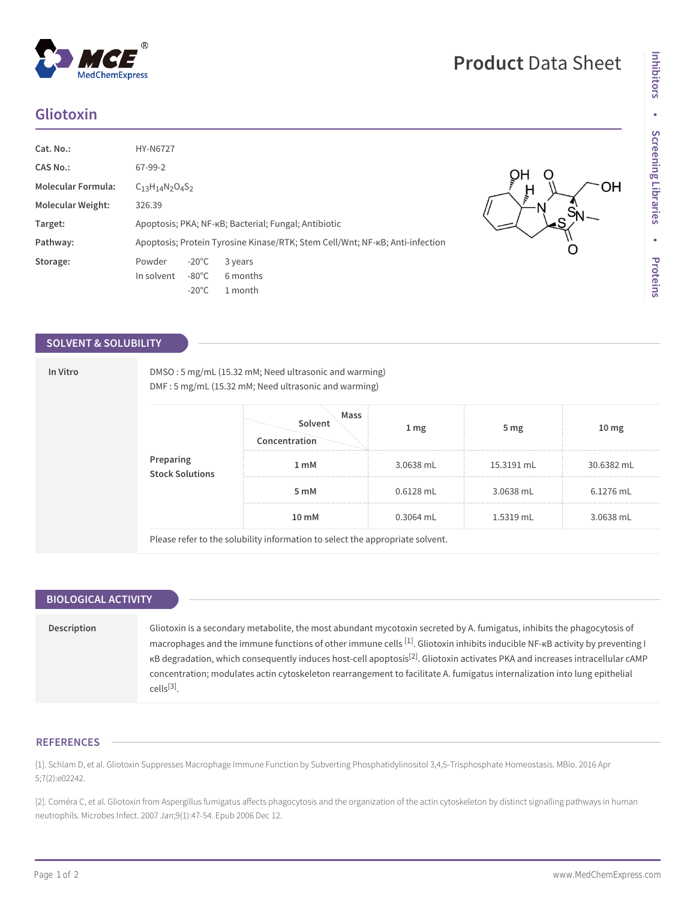# Gliotoxin

**Product** Data Sheet

| | |
|---|---|
| **Cat. No.:** | HY-N6727 |
| **CAS No.:** | 67-99-2 |
| **Molecular Formula:** | $C_{13}H_{14}N_2O_4S_2$ |
| **Molecular Weight:** | 326.39 |
| **Target:** | Apoptosis; PKA; NF-κB; Bacterial; Fungal; Antibiotic |
| **Pathway:** | Apoptosis; Protein Tyrosine Kinase/RTK; Stem Cell/Wnt; NF-κB; Anti-infection |
| **Storage:** | Powder -20°C 3 years<br>In solvent -80°C 6 months<br>-20°C 1 month |

## SOLVENT & SOLUBILITY

**In Vitro**

DMSO : 5 mg/mL (15.32 mM; Need ultrasonic and warming)
DMF : 5 mg/mL (15.32 mM; Need ultrasonic and warming)

**Preparing Stock Solutions**

| Concentration \ Solvent \ Mass | 1 mg | 5 mg | 10 mg |
|---|---|---|---|
| 1 mM | 3.0638 mL | 15.3191 mL | 30.6382 mL |
| 5 mM | 0.6128 mL | 3.0638 mL | 6.1276 mL |
| 10 mM | 0.3064 mL | 1.5319 mL | 3.0638 mL |

Please refer to the solubility information to select the appropriate solvent.

## BIOLOGICAL ACTIVITY

**Description**

Gliotoxin is a secondary metabolite, the most abundant mycotoxin secreted by A. fumigatus, inhibits the phagocytosis of macrophages and the immune functions of other immune cells [1]. Gliotoxin inhibits inducible NF-κB activity by preventing IκB degradation, which consequently induces host-cell apoptosis[2]. Gliotoxin activates PKA and increases intracellular cAMP concentration; modulates actin cytoskeleton rearrangement to facilitate A. fumigatus internalization into lung epithelial cells[3].

## REFERENCES

[1]. Schlam D, et al. Gliotoxin Suppresses Macrophage Immune Function by Subverting Phosphatidylinositol 3,4,5-Trisphosphate Homeostasis. MBio. 2016 Apr 5;7(2):e02242.

[2]. Coméra C, et al. Gliotoxin from Aspergillus fumigatus affects phagocytosis and the organization of the actin cytoskeleton by distinct signalling pathways in human neutrophils. Microbes Infect. 2007 Jan;9(1):47-54. Epub 2006 Dec 12.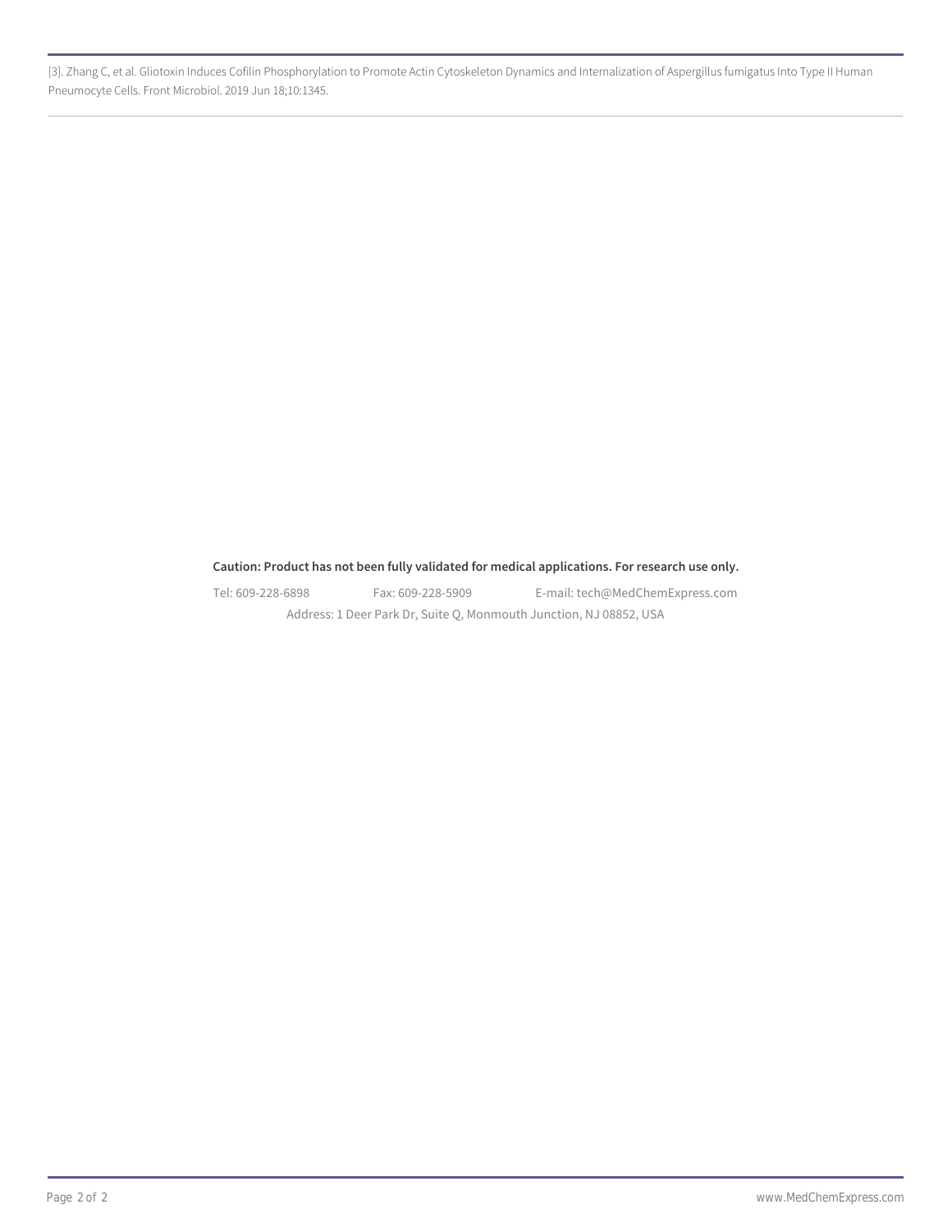[3]. Zhang C, et al. Gliotoxin Induces Cofilin Phosphorylation to Promote Actin Cytoskeleton Dynamics and Internalization of Aspergillus fumigatus Into Type II Human Pneumocyte Cells. Front Microbiol. 2019 Jun 18;10:1345.

**Caution: Product has not been fully validated for medical applications. For research use only.**

Tel: 609-228-6898 Fax: 609-228-5909 E-mail: tech@MedChemExpress.com

Address: 1 Deer Park Dr, Suite Q, Monmouth Junction, NJ 08852, USA